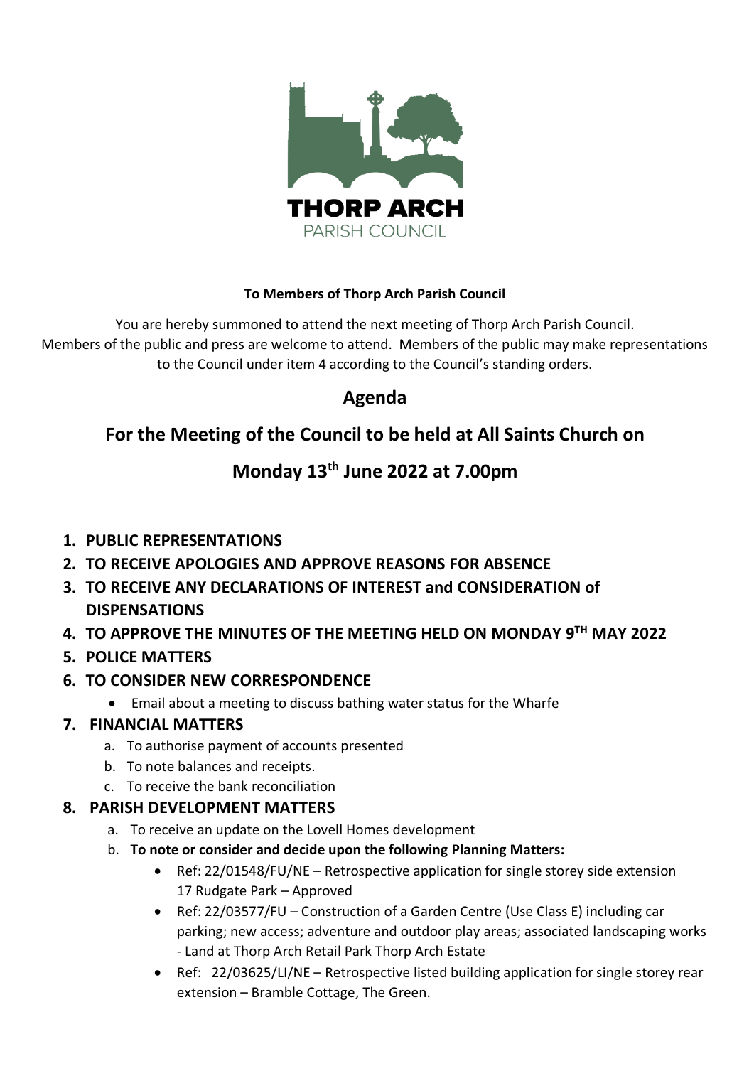THORP ARCH
PARISH COUNCIL

**To Members of Thorp Arch Parish Council**

You are hereby summoned to attend the next meeting of Thorp Arch Parish Council. Members of the public and press are welcome to attend. Members of the public may make representations to the Council under item 4 according to the Council's standing orders.

# Agenda

## For the Meeting of the Council to be held at All Saints Church on

## Monday 13th June 2022 at 7.00pm

1. **PUBLIC REPRESENTATIONS**
2. **TO RECEIVE APOLOGIES AND APPROVE REASONS FOR ABSENCE**
3. **TO RECEIVE ANY DECLARATIONS OF INTEREST and CONSIDERATION of DISPENSATIONS**
4. **TO APPROVE THE MINUTES OF THE MEETING HELD ON MONDAY 9TH MAY 2022**
5. **POLICE MATTERS**
6. **TO CONSIDER NEW CORRESPONDENCE**
   - Email about a meeting to discuss bathing water status for the Wharfe
7. **FINANCIAL MATTERS**
   a. To authorise payment of accounts presented
   b. To note balances and receipts.
   c. To receive the bank reconciliation
8. **PARISH DEVELOPMENT MATTERS**
   a. To receive an update on the Lovell Homes development
   b. **To note or consider and decide upon the following Planning Matters:**
      - Ref: 22/01548/FU/NE – Retrospective application for single storey side extension 17 Rudgate Park – Approved
      - Ref: 22/03577/FU – Construction of a Garden Centre (Use Class E) including car parking; new access; adventure and outdoor play areas; associated landscaping works - Land at Thorp Arch Retail Park Thorp Arch Estate
      - Ref: 22/03625/LI/NE – Retrospective listed building application for single storey rear extension – Bramble Cottage, The Green.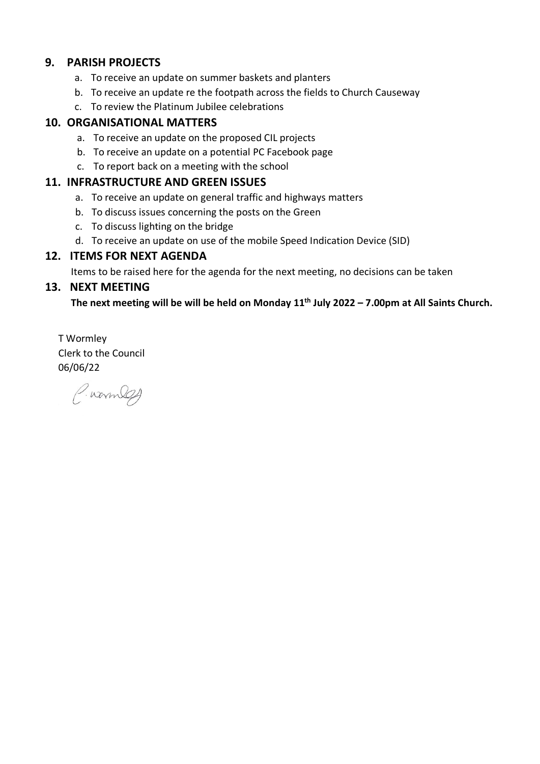## 9. PARISH PROJECTS

a. To receive an update on summer baskets and planters
b. To receive an update re the footpath across the fields to Church Causeway
c. To review the Platinum Jubilee celebrations

## 10. ORGANISATIONAL MATTERS

a. To receive an update on the proposed CIL projects
b. To receive an update on a potential PC Facebook page
c. To report back on a meeting with the school

## 11. INFRASTRUCTURE AND GREEN ISSUES

a. To receive an update on general traffic and highways matters
b. To discuss issues concerning the posts on the Green
c. To discuss lighting on the bridge
d. To receive an update on use of the mobile Speed Indication Device (SID)

## 12. ITEMS FOR NEXT AGENDA

Items to be raised here for the agenda for the next meeting, no decisions can be taken

## 13. NEXT MEETING

**The next meeting will be will be held on Monday 11th July 2022 – 7.00pm at All Saints Church.**

T Wormley
Clerk to the Council
06/06/22

C. Wormley